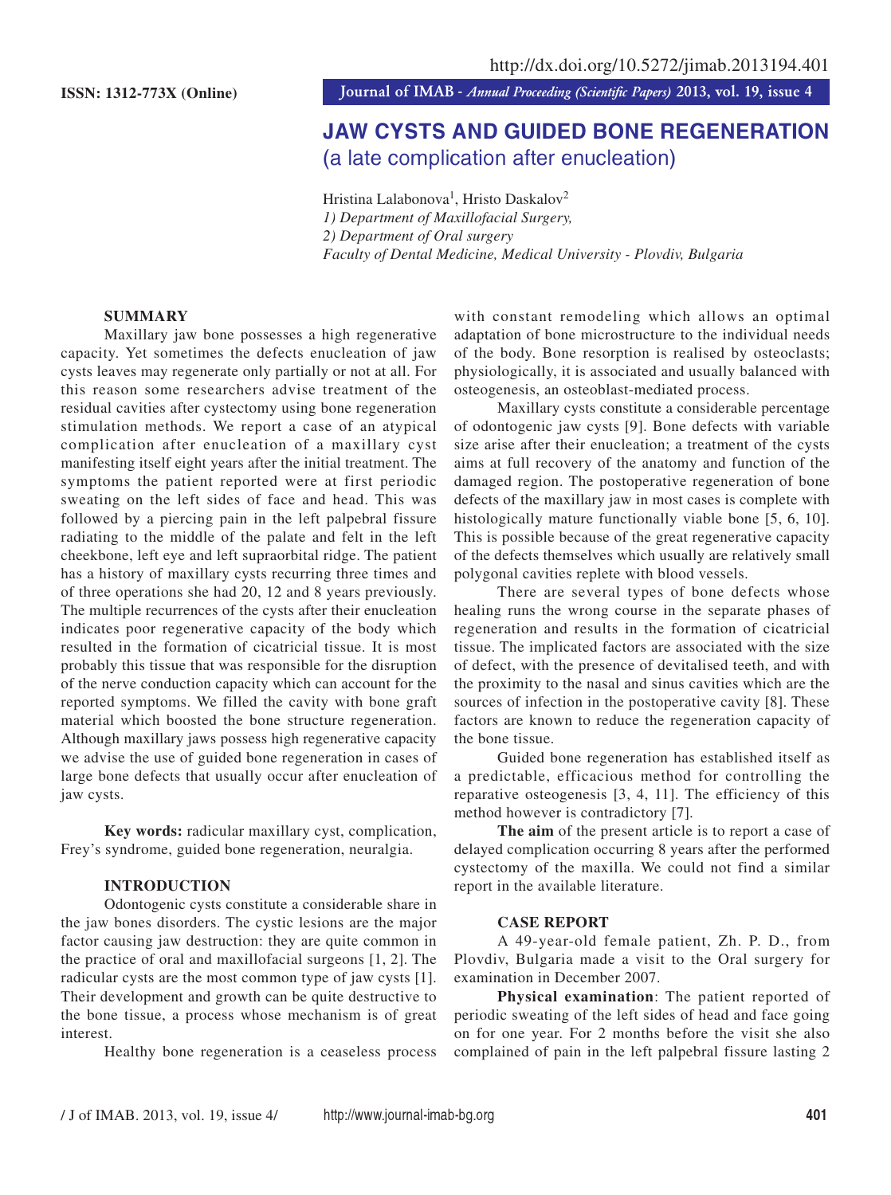http://dx.doi.org/10.5272/jimab.2013194.401

**ISSN: 1312-773X (Online)**

# JAW CYSTS AND GUIDED BONE REGENERATION
## (a late complication after enucleation)

Hristina Lalabonova[1], Hristo Daskalov[2]

*1) Department of Maxillofacial Surgery,*
*2) Department of Oral surgery*
*Faculty of Dental Medicine, Medical University - Plovdiv, Bulgaria*

### SUMMARY

Maxillary jaw bone possesses a high regenerative capacity. Yet sometimes the defects enucleation of jaw cysts leaves may regenerate only partially or not at all. For this reason some researchers advise treatment of the residual cavities after cystectomy using bone regeneration stimulation methods. We report a case of an atypical complication after enucleation of a maxillary cyst manifesting itself eight years after the initial treatment. The symptoms the patient reported were at first periodic sweating on the left sides of face and head. This was followed by a piercing pain in the left palpebral fissure radiating to the middle of the palate and felt in the left cheekbone, left eye and left supraorbital ridge. The patient has a history of maxillary cysts recurring three times and of three operations she had 20, 12 and 8 years previously. The multiple recurrences of the cysts after their enucleation indicates poor regenerative capacity of the body which resulted in the formation of cicatricial tissue. It is most probably this tissue that was responsible for the disruption of the nerve conduction capacity which can account for the reported symptoms. We filled the cavity with bone graft material which boosted the bone structure regeneration. Although maxillary jaws possess high regenerative capacity we advise the use of guided bone regeneration in cases of large bone defects that usually occur after enucleation of jaw cysts.

**Key words:** radicular maxillary cyst, complication, Frey's syndrome, guided bone regeneration, neuralgia.

### INTRODUCTION

Odontogenic cysts constitute a considerable share in the jaw bones disorders. The cystic lesions are the major factor causing jaw destruction: they are quite common in the practice of oral and maxillofacial surgeons [1, 2]. The radicular cysts are the most common type of jaw cysts [1]. Their development and growth can be quite destructive to the bone tissue, a process whose mechanism is of great interest.

Healthy bone regeneration is a ceaseless process with constant remodeling which allows an optimal adaptation of bone microstructure to the individual needs of the body. Bone resorption is realised by osteoclasts; physiologically, it is associated and usually balanced with osteogenesis, an osteoblast-mediated process.

Maxillary cysts constitute a considerable percentage of odontogenic jaw cysts [9]. Bone defects with variable size arise after their enucleation; a treatment of the cysts aims at full recovery of the anatomy and function of the damaged region. The postoperative regeneration of bone defects of the maxillary jaw in most cases is complete with histologically mature functionally viable bone [5, 6, 10]. This is possible because of the great regenerative capacity of the defects themselves which usually are relatively small polygonal cavities replete with blood vessels.

There are several types of bone defects whose healing runs the wrong course in the separate phases of regeneration and results in the formation of cicatricial tissue. The implicated factors are associated with the size of defect, with the presence of devitalised teeth, and with the proximity to the nasal and sinus cavities which are the sources of infection in the postoperative cavity [8]. These factors are known to reduce the regeneration capacity of the bone tissue.

Guided bone regeneration has established itself as a predictable, efficacious method for controlling the reparative osteogenesis [3, 4, 11]. The efficiency of this method however is contradictory [7].

**The aim** of the present article is to report a case of delayed complication occurring 8 years after the performed cystectomy of the maxilla. We could not find a similar report in the available literature.

### CASE REPORT

A 49-year-old female patient, Zh. P. D., from Plovdiv, Bulgaria made a visit to the Oral surgery for examination in December 2007.

**Physical examination**: The patient reported of periodic sweating of the left sides of head and face going on for one year. For 2 months before the visit she also complained of pain in the left palpebral fissure lasting 2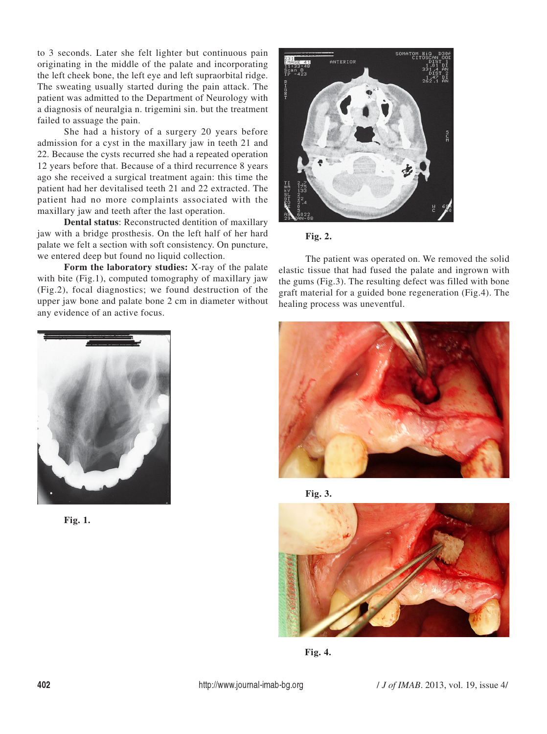to 3 seconds. Later she felt lighter but continuous pain originating in the middle of the palate and incorporating the left cheek bone, the left eye and left supraorbital ridge. The sweating usually started during the pain attack. The patient was admitted to the Department of Neurology with a diagnosis of neuralgia n. trigemini sin. but the treatment failed to assuage the pain.

She had a history of a surgery 20 years before admission for a cyst in the maxillary jaw in teeth 21 and 22. Because the cysts recurred she had a repeated operation 12 years before that. Because of a third recurrence 8 years ago she received a surgical treatment again: this time the patient had her devitalised teeth 21 and 22 extracted. The patient had no more complaints associated with the maxillary jaw and teeth after the last operation.

**Dental status**: Reconstructed dentition of maxillary jaw with a bridge prosthesis. On the left half of her hard palate we felt a section with soft consistency. On puncture, we entered deep but found no liquid collection.

**Form the laboratory studies:** X-ray of the palate with bite (Fig.1), computed tomography of maxillary jaw (Fig.2), focal diagnostics; we found destruction of the upper jaw bone and palate bone 2 cm in diameter without any evidence of an active focus.

**Fig. 1.**

**Fig. 2.**

The patient was operated on. We removed the solid elastic tissue that had fused the palate and ingrown with the gums (Fig.3). The resulting defect was filled with bone graft material for a guided bone regeneration (Fig.4). The healing process was uneventful.

**Fig. 3.**

**Fig. 4.**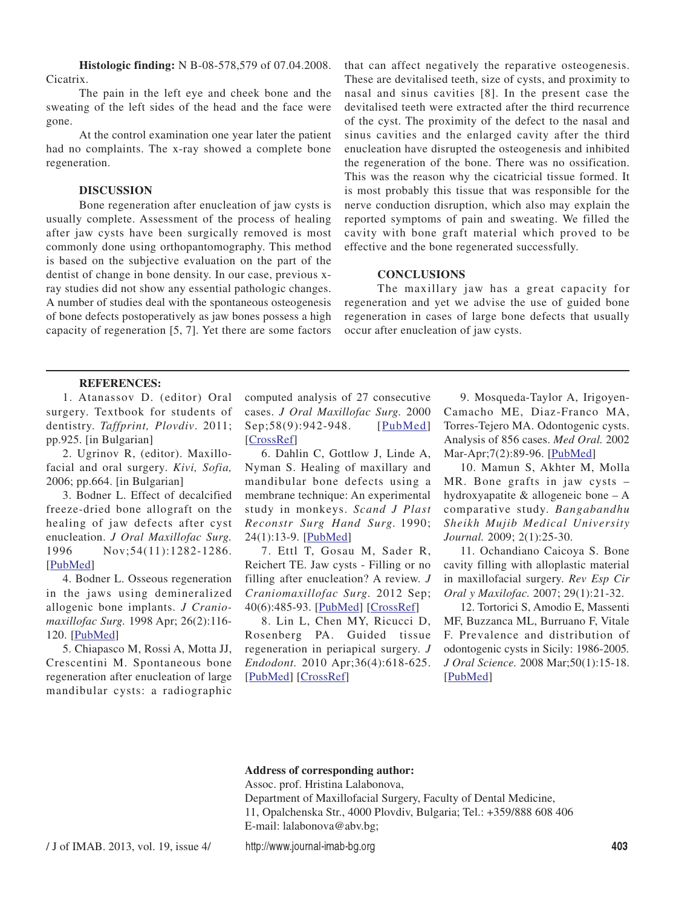**Histologic finding:** N B-08-578,579 of 07.04.2008. Cicatrix.

The pain in the left eye and cheek bone and the sweating of the left sides of the head and the face were gone.

At the control examination one year later the patient had no complaints. The x-ray showed a complete bone regeneration.

## DISCUSSION

Bone regeneration after enucleation of jaw cysts is usually complete. Assessment of the process of healing after jaw cysts have been surgically removed is most commonly done using orthopantomography. This method is based on the subjective evaluation on the part of the dentist of change in bone density. In our case, previous x-ray studies did not show any essential pathologic changes. A number of studies deal with the spontaneous osteogenesis of bone defects postoperatively as jaw bones possess a high capacity of regeneration [5, 7]. Yet there are some factors that can affect negatively the reparative osteogenesis. These are devitalised teeth, size of cysts, and proximity to nasal and sinus cavities [8]. In the present case the devitalised teeth were extracted after the third recurrence of the cyst. The proximity of the defect to the nasal and sinus cavities and the enlarged cavity after the third enucleation have disrupted the osteogenesis and inhibited the regeneration of the bone. There was no ossification. This was the reason why the cicatricial tissue formed. It is most probably this tissue that was responsible for the nerve conduction disruption, which also may explain the reported symptoms of pain and sweating. We filled the cavity with bone graft material which proved to be effective and the bone regenerated successfully.

## CONCLUSIONS

The maxillary jaw has a great capacity for regeneration and yet we advise the use of guided bone regeneration in cases of large bone defects that usually occur after enucleation of jaw cysts.

## REFERENCES:

1. Atanassov D. (editor) Oral surgery. Textbook for students of dentistry. *Taffprint, Plovdiv*. 2011; pp.925. [in Bulgarian]
2. Ugrinov R, (editor). Maxillo-facial and oral surgery. *Kivi, Sofia,* 2006; pp.664. [in Bulgarian]
3. Bodner L. Effect of decalcified freeze-dried bone allograft on the healing of jaw defects after cyst enucleation. *J Oral Maxillofac Surg.* 1996 Nov;54(11):1282-1286. [PubMed]
4. Bodner L. Osseous regeneration in the jaws using demineralized allogenic bone implants. *J Cranio-maxillofac Surg.* 1998 Apr; 26(2):116-120. [PubMed]
5. Chiapasco M, Rossi A, Motta JJ, Crescentini M. Spontaneous bone regeneration after enucleation of large mandibular cysts: a radiographic computed analysis of 27 consecutive cases. *J Oral Maxillofac Surg.* 2000 Sep;58(9):942-948. [PubMed] [CrossRef]
6. Dahlin C, Gottlow J, Linde A, Nyman S. Healing of maxillary and mandibular bone defects using a membrane technique: An experimental study in monkeys. *Scand J Plast Reconstr Surg Hand Surg.* 1990; 24(1):13-9. [PubMed]
7. Ettl T, Gosau M, Sader R, Reichert TE. Jaw cysts - Filling or no filling after enucleation? A review. *J Craniomaxillofac Surg.* 2012 Sep; 40(6):485-93. [PubMed] [CrossRef]
8. Lin L, Chen MY, Ricucci D, Rosenberg PA. Guided tissue regeneration in periapical surgery. *J Endodont.* 2010 Apr;36(4):618-625. [PubMed] [CrossRef]
9. Mosqueda-Taylor A, Irigoyen-Camacho ME, Diaz-Franco MA, Torres-Tejero MA. Odontogenic cysts. Analysis of 856 cases. *Med Oral.* 2002 Mar-Apr;7(2):89-96. [PubMed]
10. Mamun S, Akhter M, Molla MR. Bone grafts in jaw cysts – hydroxyapatite & allogeneic bone – A comparative study. *Bangabandhu Sheikh Mujib Medical University Journal.* 2009; 2(1):25-30.
11. Ochandiano Caicoya S. Bone cavity filling with alloplastic material in maxillofacial surgery. *Rev Esp Cir Oral y Maxilofac.* 2007; 29(1):21-32.
12. Tortorici S, Amodio E, Massenti MF, Buzzanca ML, Burruano F, Vitale F. Prevalence and distribution of odontogenic cysts in Sicily: 1986-2005. *J Oral Science.* 2008 Mar;50(1):15-18. [PubMed]

**Address of corresponding author:**
Assoc. prof. Hristina Lalabonova,
Department of Maxillofacial Surgery, Faculty of Dental Medicine,
11, Opalchenska Str., 4000 Plovdiv, Bulgaria; Tel.: +359/888 608 406
E-mail: lalabonova@abv.bg;